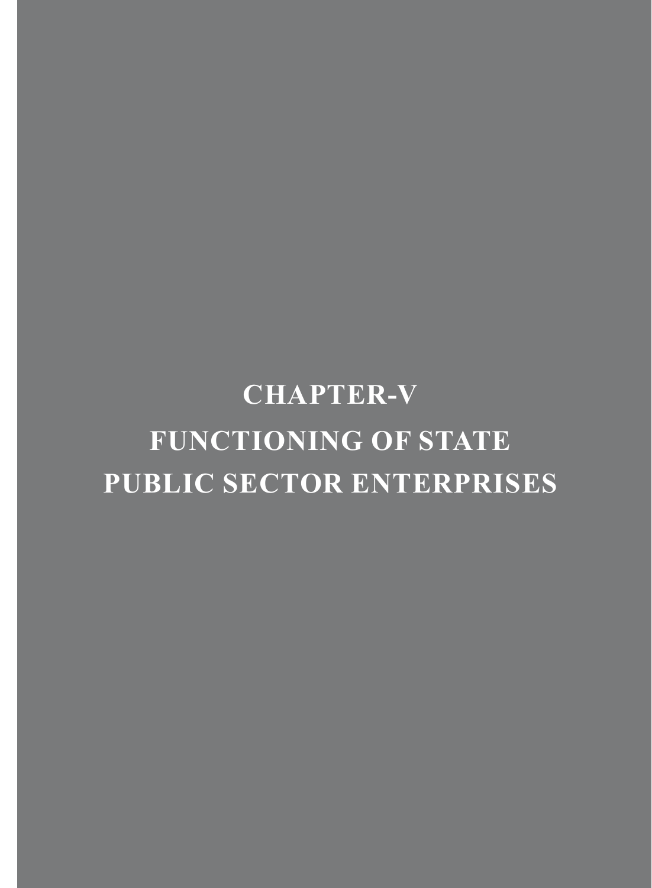# CHAPTER-V

# FUNCTIONING OF STATE PUBLIC SECTOR ENTERPRISES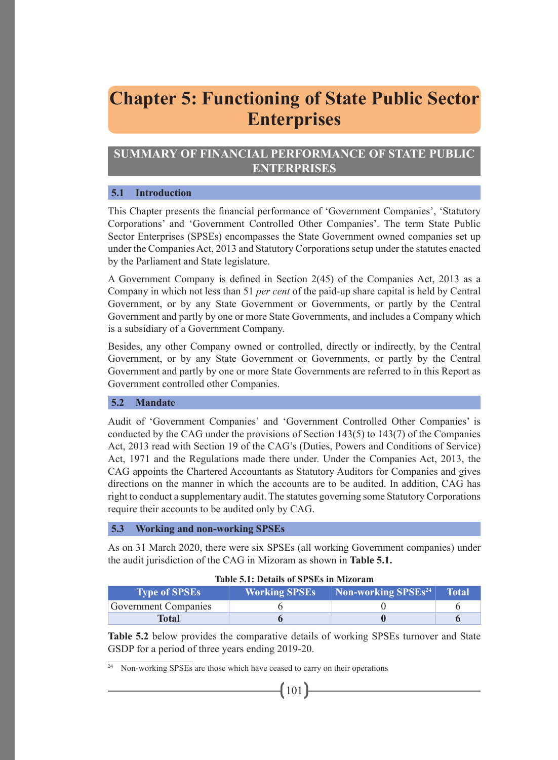# Chapter 5: Functioning of State Public Sector Enterprises

## SUMMARY OF FINANCIAL PERFORMANCE OF STATE PUBLIC ENTERPRISES

### 5.1 Introduction

This Chapter presents the financial performance of 'Government Companies', 'Statutory Corporations' and 'Government Controlled Other Companies'. The term State Public Sector Enterprises (SPSEs) encompasses the State Government owned companies set up under the Companies Act, 2013 and Statutory Corporations setup under the statutes enacted by the Parliament and State legislature.

A Government Company is defined in Section 2(45) of the Companies Act, 2013 as a Company in which not less than 51 *per cent* of the paid-up share capital is held by Central Government, or by any State Government or Governments, or partly by the Central Government and partly by one or more State Governments, and includes a Company which is a subsidiary of a Government Company.

Besides, any other Company owned or controlled, directly or indirectly, by the Central Government, or by any State Government or Governments, or partly by the Central Government and partly by one or more State Governments are referred to in this Report as Government controlled other Companies.

### 5.2 Mandate

Audit of 'Government Companies' and 'Government Controlled Other Companies' is conducted by the CAG under the provisions of Section 143(5) to 143(7) of the Companies Act, 2013 read with Section 19 of the CAG's (Duties, Powers and Conditions of Service) Act, 1971 and the Regulations made there under. Under the Companies Act, 2013, the CAG appoints the Chartered Accountants as Statutory Auditors for Companies and gives directions on the manner in which the accounts are to be audited. In addition, CAG has right to conduct a supplementary audit. The statutes governing some Statutory Corporations require their accounts to be audited only by CAG.

### 5.3 Working and non-working SPSEs

As on 31 March 2020, there were six SPSEs (all working Government companies) under the audit jurisdiction of the CAG in Mizoram as shown in **Table 5.1.**

**Table 5.1: Details of SPSEs in Mizoram**

| Type of SPSEs | Working SPSEs | Non-working SPSEs[24] | Total |
|---|---|---|---|
| Government Companies | 6 | 0 | 6 |
| **Total** | **6** | **0** | **6** |

**Table 5.2** below provides the comparative details of working SPSEs turnover and State GSDP for a period of three years ending 2019-20.

[24] Non-working SPSEs are those which have ceased to carry on their operations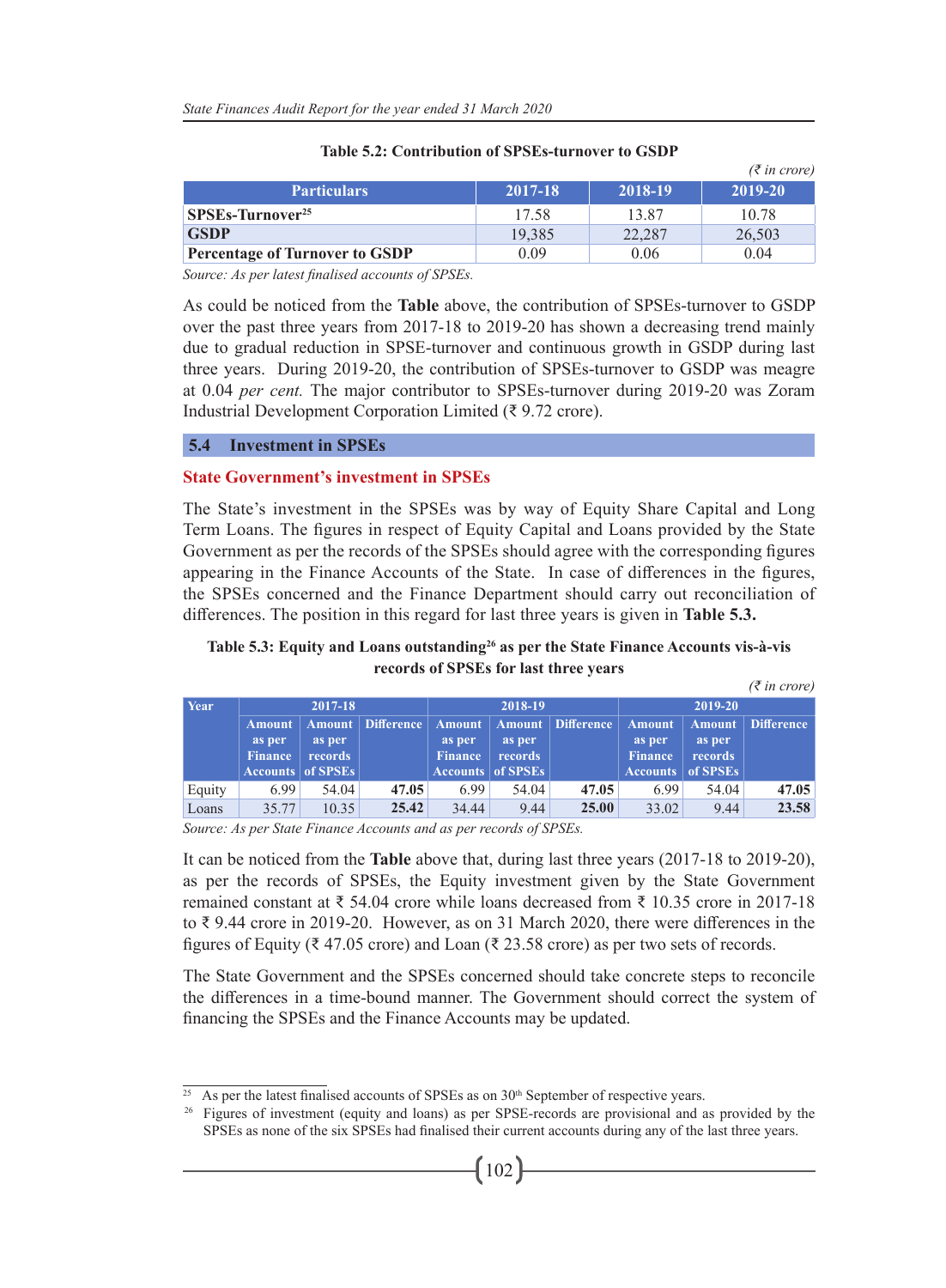**Table 5.2: Contribution of SPSEs-turnover to GSDP**

*(₹ in crore)*

| Particulars | 2017-18 | 2018-19 | 2019-20 |
|---|---|---|---|
| **SPSEs-Turnover**[25] | 17.58 | 13.87 | 10.78 |
| **GSDP** | 19,385 | 22,287 | 26,503 |
| **Percentage of Turnover to GSDP** | 0.09 | 0.06 | 0.04 |

*Source: As per latest finalised accounts of SPSEs.*

As could be noticed from the **Table** above, the contribution of SPSEs-turnover to GSDP over the past three years from 2017-18 to 2019-20 has shown a decreasing trend mainly due to gradual reduction in SPSE-turnover and continuous growth in GSDP during last three years. During 2019-20, the contribution of SPSEs-turnover to GSDP was meagre at 0.04 *per cent.* The major contributor to SPSEs-turnover during 2019-20 was Zoram Industrial Development Corporation Limited (₹ 9.72 crore).

## 5.4 Investment in SPSEs

### State Government's investment in SPSEs

The State's investment in the SPSEs was by way of Equity Share Capital and Long Term Loans. The figures in respect of Equity Capital and Loans provided by the State Government as per the records of the SPSEs should agree with the corresponding figures appearing in the Finance Accounts of the State. In case of differences in the figures, the SPSEs concerned and the Finance Department should carry out reconciliation of differences. The position in this regard for last three years is given in **Table 5.3.**

**Table 5.3: Equity and Loans outstanding[26] as per the State Finance Accounts vis-à-vis records of SPSEs for last three years**

*(₹ in crore)*

| Year | 2017-18 | | | 2018-19 | | | 2019-20 | | |
|---|---|---|---|---|---|---|---|---|---|
| | Amount as per Finance Accounts | Amount as per records of SPSEs | Difference | Amount as per Finance Accounts | Amount as per records of SPSEs | Difference | Amount as per Finance Accounts | Amount as per records of SPSEs | Difference |
| Equity | 6.99 | 54.04 | **47.05** | 6.99 | 54.04 | **47.05** | 6.99 | 54.04 | **47.05** |
| Loans | 35.77 | 10.35 | **25.42** | 34.44 | 9.44 | **25.00** | 33.02 | 9.44 | **23.58** |

*Source: As per State Finance Accounts and as per records of SPSEs.*

It can be noticed from the **Table** above that, during last three years (2017-18 to 2019-20), as per the records of SPSEs, the Equity investment given by the State Government remained constant at ₹ 54.04 crore while loans decreased from ₹ 10.35 crore in 2017-18 to ₹ 9.44 crore in 2019-20. However, as on 31 March 2020, there were differences in the figures of Equity (₹ 47.05 crore) and Loan (₹ 23.58 crore) as per two sets of records.

The State Government and the SPSEs concerned should take concrete steps to reconcile the differences in a time-bound manner. The Government should correct the system of financing the SPSEs and the Finance Accounts may be updated.

---

[25] As per the latest finalised accounts of SPSEs as on 30th September of respective years.

[26] Figures of investment (equity and loans) as per SPSE-records are provisional and as provided by the SPSEs as none of the six SPSEs had finalised their current accounts during any of the last three years.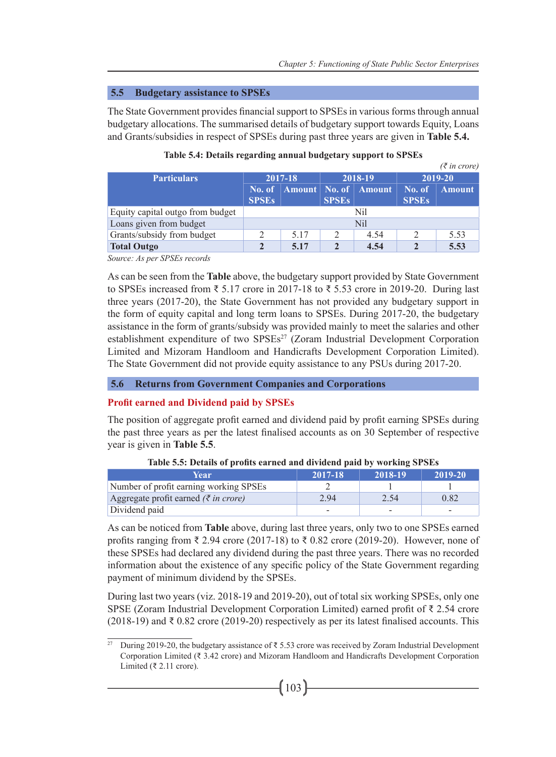## 5.5 Budgetary assistance to SPSEs

The State Government provides financial support to SPSEs in various forms through annual budgetary allocations. The summarised details of budgetary support towards Equity, Loans and Grants/subsidies in respect of SPSEs during past three years are given in **Table 5.4.**

**Table 5.4: Details regarding annual budgetary support to SPSEs**

*(₹ in crore)*

| Particulars | 2017-18 | | 2018-19 | | 2019-20 | |
|---|---|---|---|---|---|---|
| | No. of SPSEs | Amount | No. of SPSEs | Amount | No. of SPSEs | Amount |
| Equity capital outgo from budget | Nil | | | | | |
| Loans given from budget | Nil | | | | | |
| Grants/subsidy from budget | 2 | 5.17 | 2 | 4.54 | 2 | 5.53 |
| **Total Outgo** | **2** | **5.17** | **2** | **4.54** | **2** | **5.53** |

*Source: As per SPSEs records*

As can be seen from the **Table** above, the budgetary support provided by State Government to SPSEs increased from ₹ 5.17 crore in 2017-18 to ₹ 5.53 crore in 2019-20. During last three years (2017-20), the State Government has not provided any budgetary support in the form of equity capital and long term loans to SPSEs. During 2017-20, the budgetary assistance in the form of grants/subsidy was provided mainly to meet the salaries and other establishment expenditure of two SPSEs[27] (Zoram Industrial Development Corporation Limited and Mizoram Handloom and Handicrafts Development Corporation Limited). The State Government did not provide equity assistance to any PSUs during 2017-20.

## 5.6 Returns from Government Companies and Corporations

### Profit earned and Dividend paid by SPSEs

The position of aggregate profit earned and dividend paid by profit earning SPSEs during the past three years as per the latest finalised accounts as on 30 September of respective year is given in **Table 5.5**.

**Table 5.5: Details of profits earned and dividend paid by working SPSEs**

| Year | 2017-18 | 2018-19 | 2019-20 |
|---|---|---|---|
| Number of profit earning working SPSEs | 2 | 1 | 1 |
| Aggregate profit earned *(₹ in crore)* | 2.94 | 2.54 | 0.82 |
| Dividend paid | - | - | - |

As can be noticed from **Table** above, during last three years, only two to one SPSEs earned profits ranging from ₹ 2.94 crore (2017-18) to ₹ 0.82 crore (2019-20). However, none of these SPSEs had declared any dividend during the past three years. There was no recorded information about the existence of any specific policy of the State Government regarding payment of minimum dividend by the SPSEs.

During last two years (viz. 2018-19 and 2019-20), out of total six working SPSEs, only one SPSE (Zoram Industrial Development Corporation Limited) earned profit of ₹ 2.54 crore (2018-19) and ₹ 0.82 crore (2019-20) respectively as per its latest finalised accounts. This

---

[27] During 2019-20, the budgetary assistance of ₹ 5.53 crore was received by Zoram Industrial Development Corporation Limited (₹ 3.42 crore) and Mizoram Handloom and Handicrafts Development Corporation Limited (₹ 2.11 crore).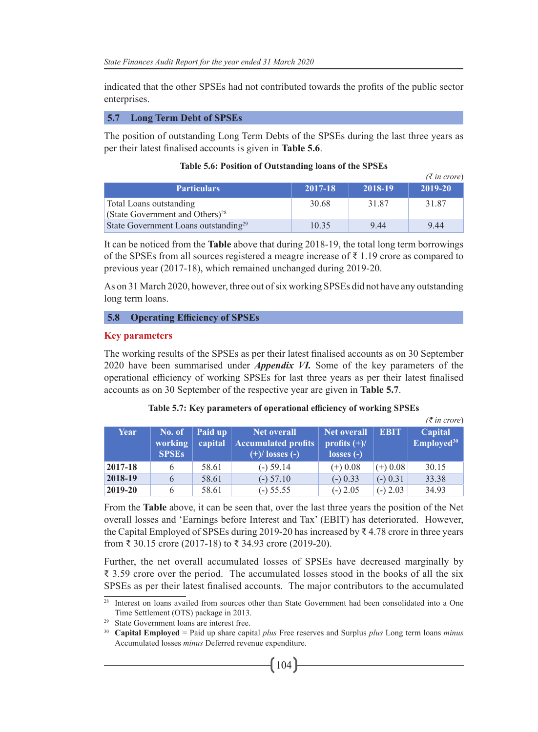indicated that the other SPSEs had not contributed towards the profits of the public sector enterprises.

## 5.7 Long Term Debt of SPSEs

The position of outstanding Long Term Debts of the SPSEs during the last three years as per their latest finalised accounts is given in **Table 5.6**.

**Table 5.6: Position of Outstanding loans of the SPSEs**

*(₹ in crore)*

| Particulars | 2017-18 | 2018-19 | 2019-20 |
|---|---|---|---|
| Total Loans outstanding (State Government and Others)[28] | 30.68 | 31.87 | 31.87 |
| State Government Loans outstanding[29] | 10.35 | 9.44 | 9.44 |

It can be noticed from the **Table** above that during 2018-19, the total long term borrowings of the SPSEs from all sources registered a meagre increase of ₹ 1.19 crore as compared to previous year (2017-18), which remained unchanged during 2019-20.

As on 31 March 2020, however, three out of six working SPSEs did not have any outstanding long term loans.

## 5.8 Operating Efficiency of SPSEs

### Key parameters

The working results of the SPSEs as per their latest finalised accounts as on 30 September 2020 have been summarised under ***Appendix VI.*** Some of the key parameters of the operational efficiency of working SPSEs for last three years as per their latest finalised accounts as on 30 September of the respective year are given in **Table 5.7**.

**Table 5.7: Key parameters of operational efficiency of working SPSEs**

*(₹ in crore)*

| Year | No. of working SPSEs | Paid up capital | Net overall Accumulated profits (+)/ losses (-) | Net overall profits (+)/ losses (-) | EBIT | Capital Employed[30] |
|---|---|---|---|---|---|---|
| **2017-18** | 6 | 58.61 | (-) 59.14 | (+) 0.08 | (+) 0.08 | 30.15 |
| **2018-19** | 6 | 58.61 | (-) 57.10 | (-) 0.33 | (-) 0.31 | 33.38 |
| **2019-20** | 6 | 58.61 | (-) 55.55 | (-) 2.05 | (-) 2.03 | 34.93 |

From the **Table** above, it can be seen that, over the last three years the position of the Net overall losses and 'Earnings before Interest and Tax' (EBIT) has deteriorated. However, the Capital Employed of SPSEs during 2019-20 has increased by ₹ 4.78 crore in three years from ₹ 30.15 crore (2017-18) to ₹ 34.93 crore (2019-20).

Further, the net overall accumulated losses of SPSEs have decreased marginally by ₹ 3.59 crore over the period. The accumulated losses stood in the books of all the six SPSEs as per their latest finalised accounts. The major contributors to the accumulated

---

[28] Interest on loans availed from sources other than State Government had been consolidated into a One Time Settlement (OTS) package in 2013.

[29] State Government loans are interest free.

[30] **Capital Employed** = Paid up share capital *plus* Free reserves and Surplus *plus* Long term loans *minus* Accumulated losses *minus* Deferred revenue expenditure.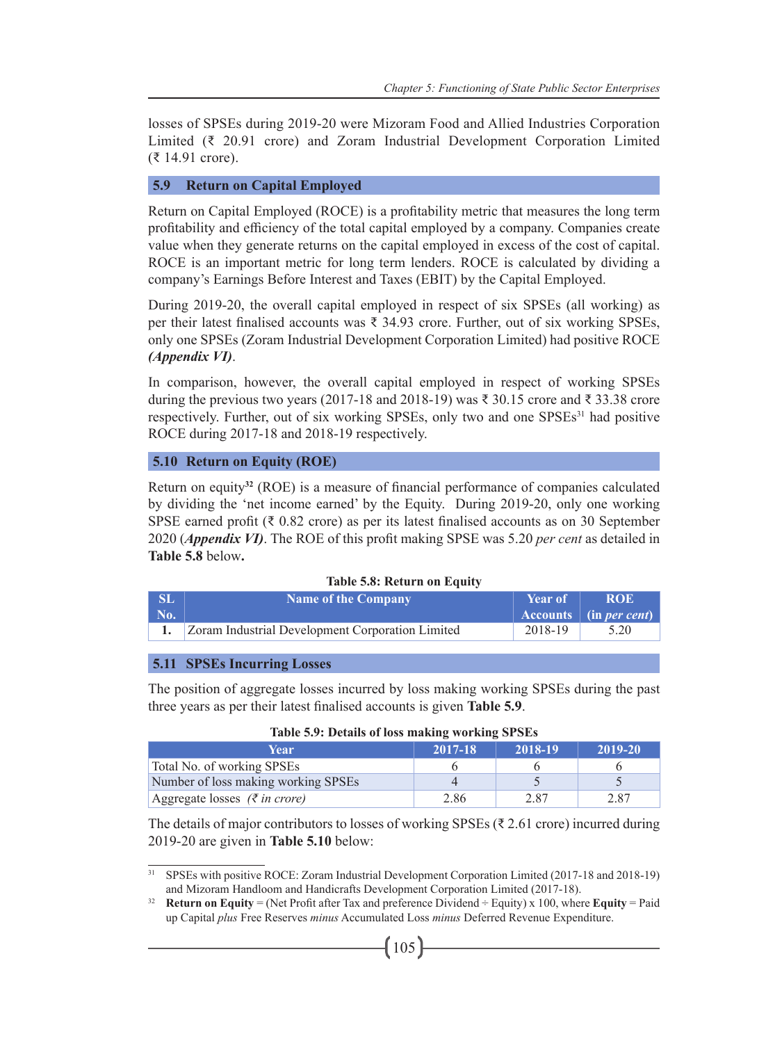losses of SPSEs during 2019-20 were Mizoram Food and Allied Industries Corporation Limited (₹ 20.91 crore) and Zoram Industrial Development Corporation Limited (₹ 14.91 crore).

## 5.9 Return on Capital Employed

Return on Capital Employed (ROCE) is a profitability metric that measures the long term profitability and efficiency of the total capital employed by a company. Companies create value when they generate returns on the capital employed in excess of the cost of capital. ROCE is an important metric for long term lenders. ROCE is calculated by dividing a company's Earnings Before Interest and Taxes (EBIT) by the Capital Employed.

During 2019-20, the overall capital employed in respect of six SPSEs (all working) as per their latest finalised accounts was ₹ 34.93 crore. Further, out of six working SPSEs, only one SPSEs (Zoram Industrial Development Corporation Limited) had positive ROCE ***(Appendix VI)***.

In comparison, however, the overall capital employed in respect of working SPSEs during the previous two years (2017-18 and 2018-19) was ₹ 30.15 crore and ₹ 33.38 crore respectively. Further, out of six working SPSEs, only two and one SPSEs[31] had positive ROCE during 2017-18 and 2018-19 respectively.

## 5.10 Return on Equity (ROE)

Return on equity[32] (ROE) is a measure of financial performance of companies calculated by dividing the 'net income earned' by the Equity. During 2019-20, only one working SPSE earned profit (₹ 0.82 crore) as per its latest finalised accounts as on 30 September 2020 (***Appendix VI)***. The ROE of this profit making SPSE was 5.20 *per cent* as detailed in **Table 5.8** below**.**

**Table 5.8: Return on Equity**

| SL No. | Name of the Company | Year of Accounts | ROE (in *per cent*) |
|---|---|---|---|
| **1.** | Zoram Industrial Development Corporation Limited | 2018-19 | 5.20 |

## 5.11 SPSEs Incurring Losses

The position of aggregate losses incurred by loss making working SPSEs during the past three years as per their latest finalised accounts is given **Table 5.9**.

**Table 5.9: Details of loss making working SPSEs**

| Year | 2017-18 | 2018-19 | 2019-20 |
|---|---|---|---|
| Total No. of working SPSEs | 6 | 6 | 6 |
| Number of loss making working SPSEs | 4 | 5 | 5 |
| Aggregate losses *(₹ in crore)* | 2.86 | 2.87 | 2.87 |

The details of major contributors to losses of working SPSEs (₹ 2.61 crore) incurred during 2019-20 are given in **Table 5.10** below:

---

[31] SPSEs with positive ROCE: Zoram Industrial Development Corporation Limited (2017-18 and 2018-19) and Mizoram Handloom and Handicrafts Development Corporation Limited (2017-18).

[32] **Return on Equity** = (Net Profit after Tax and preference Dividend ÷ Equity) x 100, where **Equity** = Paid up Capital *plus* Free Reserves *minus* Accumulated Loss *minus* Deferred Revenue Expenditure.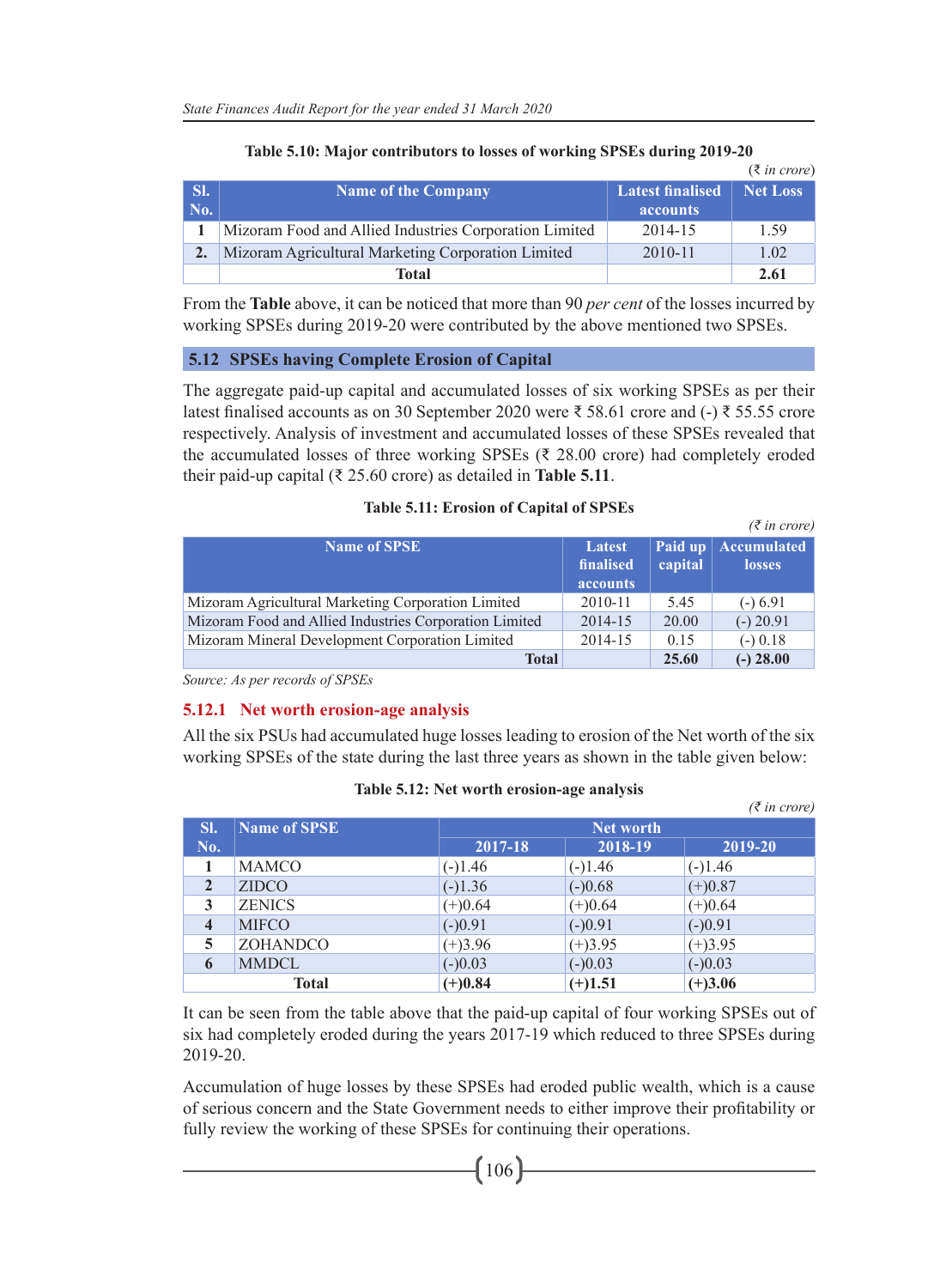**Table 5.10: Major contributors to losses of working SPSEs during 2019-20**

*(₹ in crore)*

| Sl. No. | Name of the Company | Latest finalised accounts | Net Loss |
|---|---|---|---|
| 1 | Mizoram Food and Allied Industries Corporation Limited | 2014-15 | 1.59 |
| 2. | Mizoram Agricultural Marketing Corporation Limited | 2010-11 | 1.02 |
| | **Total** | | **2.61** |

From the **Table** above, it can be noticed that more than 90 *per cent* of the losses incurred by working SPSEs during 2019-20 were contributed by the above mentioned two SPSEs.

## 5.12 SPSEs having Complete Erosion of Capital

The aggregate paid-up capital and accumulated losses of six working SPSEs as per their latest finalised accounts as on 30 September 2020 were ₹ 58.61 crore and (-) ₹ 55.55 crore respectively. Analysis of investment and accumulated losses of these SPSEs revealed that the accumulated losses of three working SPSEs (₹ 28.00 crore) had completely eroded their paid-up capital (₹ 25.60 crore) as detailed in **Table 5.11**.

**Table 5.11: Erosion of Capital of SPSEs**

*(₹ in crore)*

| Name of SPSE | Latest finalised accounts | Paid up capital | Accumulated losses |
|---|---|---|---|
| Mizoram Agricultural Marketing Corporation Limited | 2010-11 | 5.45 | (-) 6.91 |
| Mizoram Food and Allied Industries Corporation Limited | 2014-15 | 20.00 | (-) 20.91 |
| Mizoram Mineral Development Corporation Limited | 2014-15 | 0.15 | (-) 0.18 |
| **Total** | | **25.60** | **(-) 28.00** |

*Source: As per records of SPSEs*

### 5.12.1 Net worth erosion-age analysis

All the six PSUs had accumulated huge losses leading to erosion of the Net worth of the six working SPSEs of the state during the last three years as shown in the table given below:

**Table 5.12: Net worth erosion-age analysis**

*(₹ in crore)*

| Sl. No. | Name of SPSE | Net worth | | |
|---|---|---|---|---|
| | | 2017-18 | 2018-19 | 2019-20 |
| 1 | MAMCO | (-)1.46 | (-)1.46 | (-)1.46 |
| 2 | ZIDCO | (-)1.36 | (-)0.68 | (+)0.87 |
| 3 | ZENICS | (+)0.64 | (+)0.64 | (+)0.64 |
| 4 | MIFCO | (-)0.91 | (-)0.91 | (-)0.91 |
| 5 | ZOHANDCO | (+)3.96 | (+)3.95 | (+)3.95 |
| 6 | MMDCL | (-)0.03 | (-)0.03 | (-)0.03 |
| | **Total** | **(+)0.84** | **(+)1.51** | **(+)3.06** |

It can be seen from the table above that the paid-up capital of four working SPSEs out of six had completely eroded during the years 2017-19 which reduced to three SPSEs during 2019-20.

Accumulation of huge losses by these SPSEs had eroded public wealth, which is a cause of serious concern and the State Government needs to either improve their profitability or fully review the working of these SPSEs for continuing their operations.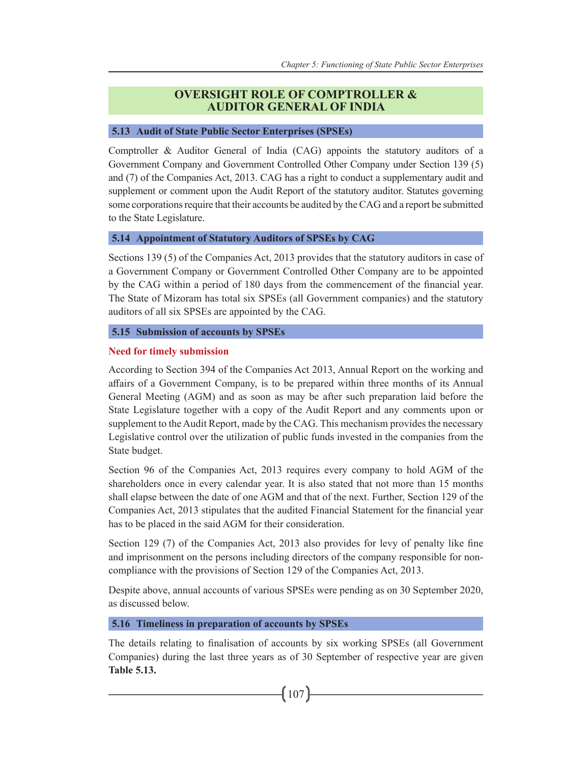## OVERSIGHT ROLE OF COMPTROLLER & AUDITOR GENERAL OF INDIA

### 5.13 Audit of State Public Sector Enterprises (SPSEs)

Comptroller & Auditor General of India (CAG) appoints the statutory auditors of a Government Company and Government Controlled Other Company under Section 139 (5) and (7) of the Companies Act, 2013. CAG has a right to conduct a supplementary audit and supplement or comment upon the Audit Report of the statutory auditor. Statutes governing some corporations require that their accounts be audited by the CAG and a report be submitted to the State Legislature.

### 5.14 Appointment of Statutory Auditors of SPSEs by CAG

Sections 139 (5) of the Companies Act, 2013 provides that the statutory auditors in case of a Government Company or Government Controlled Other Company are to be appointed by the CAG within a period of 180 days from the commencement of the financial year. The State of Mizoram has total six SPSEs (all Government companies) and the statutory auditors of all six SPSEs are appointed by the CAG.

### 5.15 Submission of accounts by SPSEs

**Need for timely submission**

According to Section 394 of the Companies Act 2013, Annual Report on the working and affairs of a Government Company, is to be prepared within three months of its Annual General Meeting (AGM) and as soon as may be after such preparation laid before the State Legislature together with a copy of the Audit Report and any comments upon or supplement to the Audit Report, made by the CAG. This mechanism provides the necessary Legislative control over the utilization of public funds invested in the companies from the State budget.

Section 96 of the Companies Act, 2013 requires every company to hold AGM of the shareholders once in every calendar year. It is also stated that not more than 15 months shall elapse between the date of one AGM and that of the next. Further, Section 129 of the Companies Act, 2013 stipulates that the audited Financial Statement for the financial year has to be placed in the said AGM for their consideration.

Section 129 (7) of the Companies Act, 2013 also provides for levy of penalty like fine and imprisonment on the persons including directors of the company responsible for non-compliance with the provisions of Section 129 of the Companies Act, 2013.

Despite above, annual accounts of various SPSEs were pending as on 30 September 2020, as discussed below.

### 5.16 Timeliness in preparation of accounts by SPSEs

The details relating to finalisation of accounts by six working SPSEs (all Government Companies) during the last three years as of 30 September of respective year are given **Table 5.13.**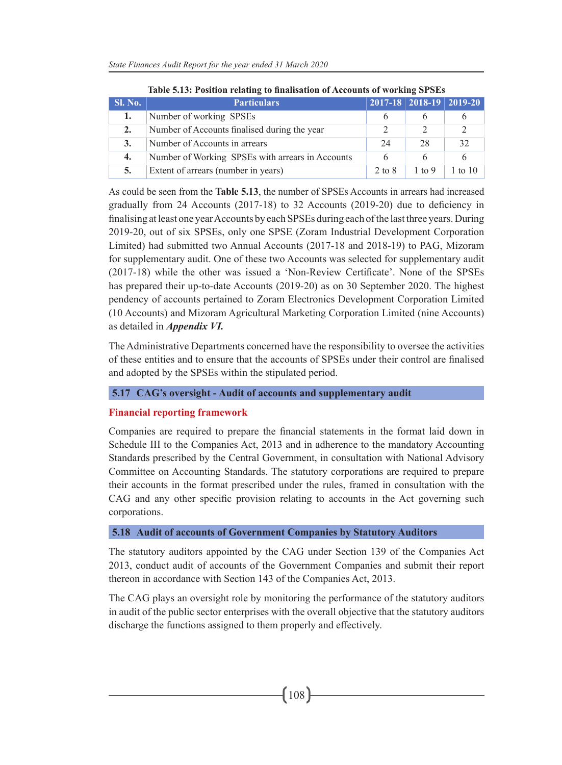**Table 5.13: Position relating to finalisation of Accounts of working SPSEs**

| Sl. No. | Particulars | 2017-18 | 2018-19 | 2019-20 |
|---|---|---|---|---|
| **1.** | Number of working SPSEs | 6 | 6 | 6 |
| **2.** | Number of Accounts finalised during the year | 2 | 2 | 2 |
| **3.** | Number of Accounts in arrears | 24 | 28 | 32 |
| **4.** | Number of Working SPSEs with arrears in Accounts | 6 | 6 | 6 |
| **5.** | Extent of arrears (number in years) | 2 to 8 | 1 to 9 | 1 to 10 |

As could be seen from the **Table 5.13**, the number of SPSEs Accounts in arrears had increased gradually from 24 Accounts (2017-18) to 32 Accounts (2019-20) due to deficiency in finalising at least one year Accounts by each SPSEs during each of the last three years. During 2019-20, out of six SPSEs, only one SPSE (Zoram Industrial Development Corporation Limited) had submitted two Annual Accounts (2017-18 and 2018-19) to PAG, Mizoram for supplementary audit. One of these two Accounts was selected for supplementary audit (2017-18) while the other was issued a 'Non-Review Certificate'. None of the SPSEs has prepared their up-to-date Accounts (2019-20) as on 30 September 2020. The highest pendency of accounts pertained to Zoram Electronics Development Corporation Limited (10 Accounts) and Mizoram Agricultural Marketing Corporation Limited (nine Accounts) as detailed in ***Appendix VI.***

The Administrative Departments concerned have the responsibility to oversee the activities of these entities and to ensure that the accounts of SPSEs under their control are finalised and adopted by the SPSEs within the stipulated period.

## 5.17 CAG's oversight - Audit of accounts and supplementary audit

### Financial reporting framework

Companies are required to prepare the financial statements in the format laid down in Schedule III to the Companies Act, 2013 and in adherence to the mandatory Accounting Standards prescribed by the Central Government, in consultation with National Advisory Committee on Accounting Standards. The statutory corporations are required to prepare their accounts in the format prescribed under the rules, framed in consultation with the CAG and any other specific provision relating to accounts in the Act governing such corporations.

## 5.18 Audit of accounts of Government Companies by Statutory Auditors

The statutory auditors appointed by the CAG under Section 139 of the Companies Act 2013, conduct audit of accounts of the Government Companies and submit their report thereon in accordance with Section 143 of the Companies Act, 2013.

The CAG plays an oversight role by monitoring the performance of the statutory auditors in audit of the public sector enterprises with the overall objective that the statutory auditors discharge the functions assigned to them properly and effectively.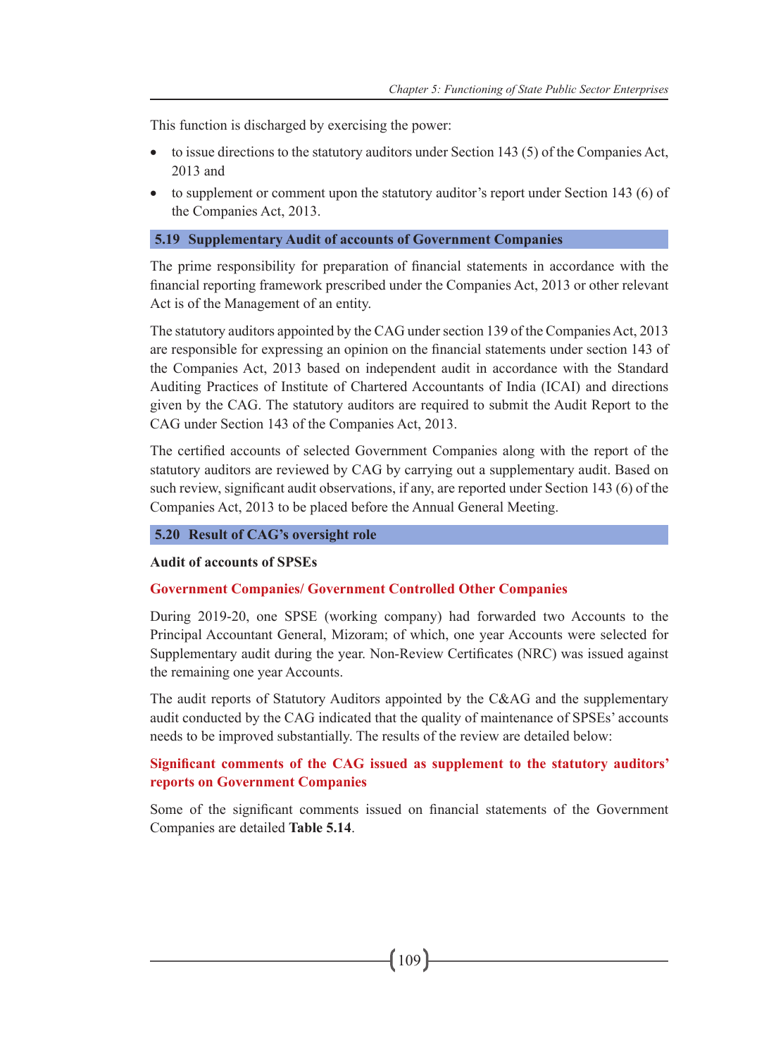This function is discharged by exercising the power:

- to issue directions to the statutory auditors under Section 143 (5) of the Companies Act, 2013 and
- to supplement or comment upon the statutory auditor's report under Section 143 (6) of the Companies Act, 2013.

## 5.19 Supplementary Audit of accounts of Government Companies

The prime responsibility for preparation of financial statements in accordance with the financial reporting framework prescribed under the Companies Act, 2013 or other relevant Act is of the Management of an entity.

The statutory auditors appointed by the CAG under section 139 of the Companies Act, 2013 are responsible for expressing an opinion on the financial statements under section 143 of the Companies Act, 2013 based on independent audit in accordance with the Standard Auditing Practices of Institute of Chartered Accountants of India (ICAI) and directions given by the CAG. The statutory auditors are required to submit the Audit Report to the CAG under Section 143 of the Companies Act, 2013.

The certified accounts of selected Government Companies along with the report of the statutory auditors are reviewed by CAG by carrying out a supplementary audit. Based on such review, significant audit observations, if any, are reported under Section 143 (6) of the Companies Act, 2013 to be placed before the Annual General Meeting.

## 5.20 Result of CAG's oversight role

**Audit of accounts of SPSEs**

**Government Companies/ Government Controlled Other Companies**

During 2019-20, one SPSE (working company) had forwarded two Accounts to the Principal Accountant General, Mizoram; of which, one year Accounts were selected for Supplementary audit during the year. Non-Review Certificates (NRC) was issued against the remaining one year Accounts.

The audit reports of Statutory Auditors appointed by the C&AG and the supplementary audit conducted by the CAG indicated that the quality of maintenance of SPSEs' accounts needs to be improved substantially. The results of the review are detailed below:

**Significant comments of the CAG issued as supplement to the statutory auditors' reports on Government Companies**

Some of the significant comments issued on financial statements of the Government Companies are detailed **Table 5.14**.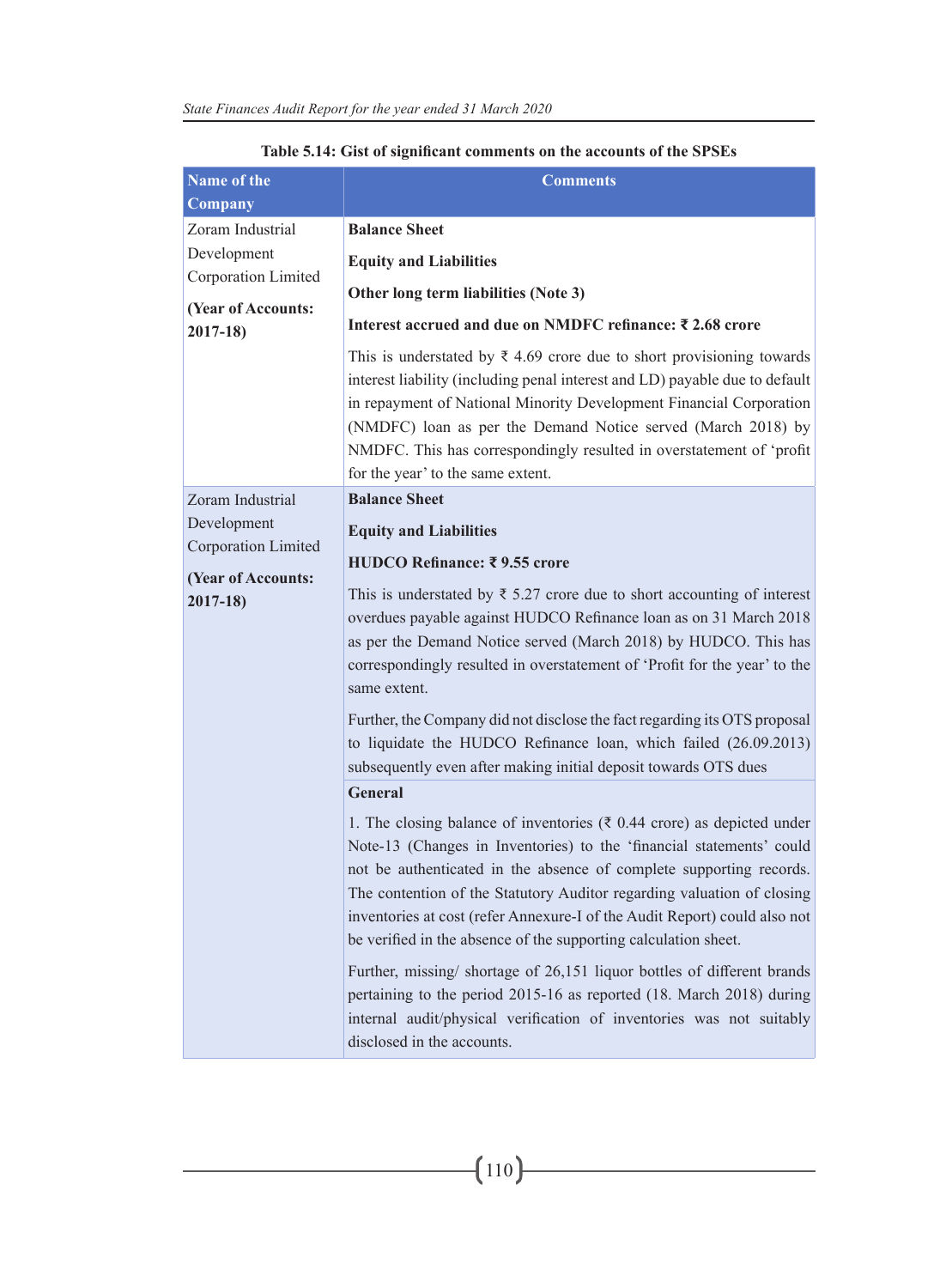**Table 5.14: Gist of significant comments on the accounts of the SPSEs**

| Name of the Company | Comments |
|---|---|
| Zoram Industrial Development Corporation Limited<br><br>**(Year of Accounts: 2017-18)** | **Balance Sheet**<br><br>**Equity and Liabilities**<br><br>**Other long term liabilities (Note 3)**<br><br>**Interest accrued and due on NMDFC refinance: ₹ 2.68 crore**<br><br>This is understated by ₹ 4.69 crore due to short provisioning towards interest liability (including penal interest and LD) payable due to default in repayment of National Minority Development Financial Corporation (NMDFC) loan as per the Demand Notice served (March 2018) by NMDFC. This has correspondingly resulted in overstatement of 'profit for the year' to the same extent. |
| Zoram Industrial Development Corporation Limited<br><br>**(Year of Accounts: 2017-18)** | **Balance Sheet**<br><br>**Equity and Liabilities**<br><br>**HUDCO Refinance: ₹ 9.55 crore**<br><br>This is understated by ₹ 5.27 crore due to short accounting of interest overdues payable against HUDCO Refinance loan as on 31 March 2018 as per the Demand Notice served (March 2018) by HUDCO. This has correspondingly resulted in overstatement of 'Profit for the year' to the same extent.<br><br>Further, the Company did not disclose the fact regarding its OTS proposal to liquidate the HUDCO Refinance loan, which failed (26.09.2013) subsequently even after making initial deposit towards OTS dues<br><br>**General**<br><br>1. The closing balance of inventories (₹ 0.44 crore) as depicted under Note-13 (Changes in Inventories) to the 'financial statements' could not be authenticated in the absence of complete supporting records. The contention of the Statutory Auditor regarding valuation of closing inventories at cost (refer Annexure-I of the Audit Report) could also not be verified in the absence of the supporting calculation sheet.<br><br>Further, missing/ shortage of 26,151 liquor bottles of different brands pertaining to the period 2015-16 as reported (18. March 2018) during internal audit/physical verification of inventories was not suitably disclosed in the accounts. |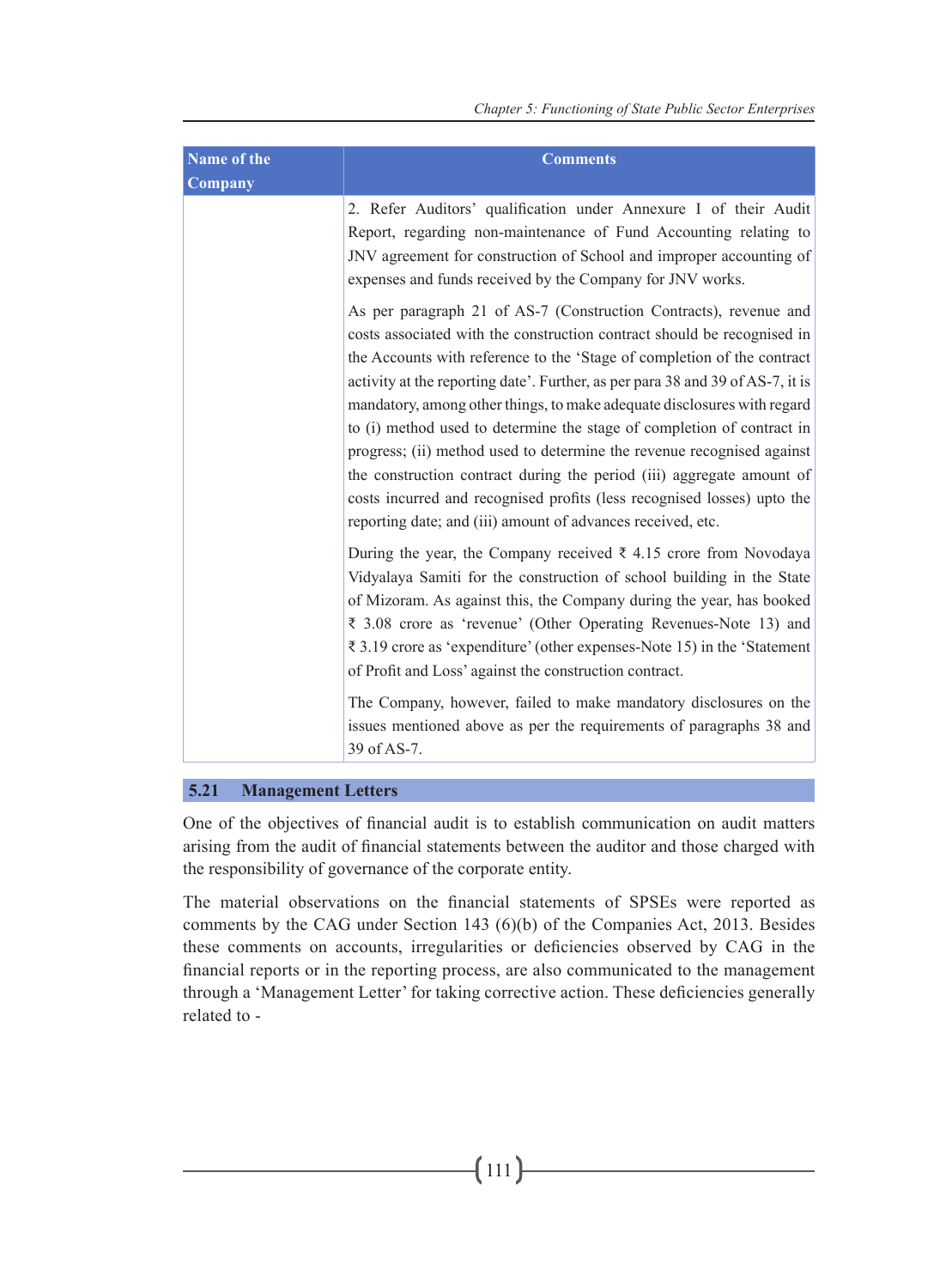| Name of the Company | Comments |
|---|---|
| | 2. Refer Auditors' qualification under Annexure I of their Audit Report, regarding non-maintenance of Fund Accounting relating to JNV agreement for construction of School and improper accounting of expenses and funds received by the Company for JNV works.<br><br>As per paragraph 21 of AS-7 (Construction Contracts), revenue and costs associated with the construction contract should be recognised in the Accounts with reference to the 'Stage of completion of the contract activity at the reporting date'. Further, as per para 38 and 39 of AS-7, it is mandatory, among other things, to make adequate disclosures with regard to (i) method used to determine the stage of completion of contract in progress; (ii) method used to determine the revenue recognised against the construction contract during the period (iii) aggregate amount of costs incurred and recognised profits (less recognised losses) upto the reporting date; and (iii) amount of advances received, etc.<br><br>During the year, the Company received ₹ 4.15 crore from Novodaya Vidyalaya Samiti for the construction of school building in the State of Mizoram. As against this, the Company during the year, has booked ₹ 3.08 crore as 'revenue' (Other Operating Revenues-Note 13) and ₹ 3.19 crore as 'expenditure' (other expenses-Note 15) in the 'Statement of Profit and Loss' against the construction contract.<br><br>The Company, however, failed to make mandatory disclosures on the issues mentioned above as per the requirements of paragraphs 38 and 39 of AS-7. |

## 5.21 Management Letters

One of the objectives of financial audit is to establish communication on audit matters arising from the audit of financial statements between the auditor and those charged with the responsibility of governance of the corporate entity.

The material observations on the financial statements of SPSEs were reported as comments by the CAG under Section 143 (6)(b) of the Companies Act, 2013. Besides these comments on accounts, irregularities or deficiencies observed by CAG in the financial reports or in the reporting process, are also communicated to the management through a 'Management Letter' for taking corrective action. These deficiencies generally related to -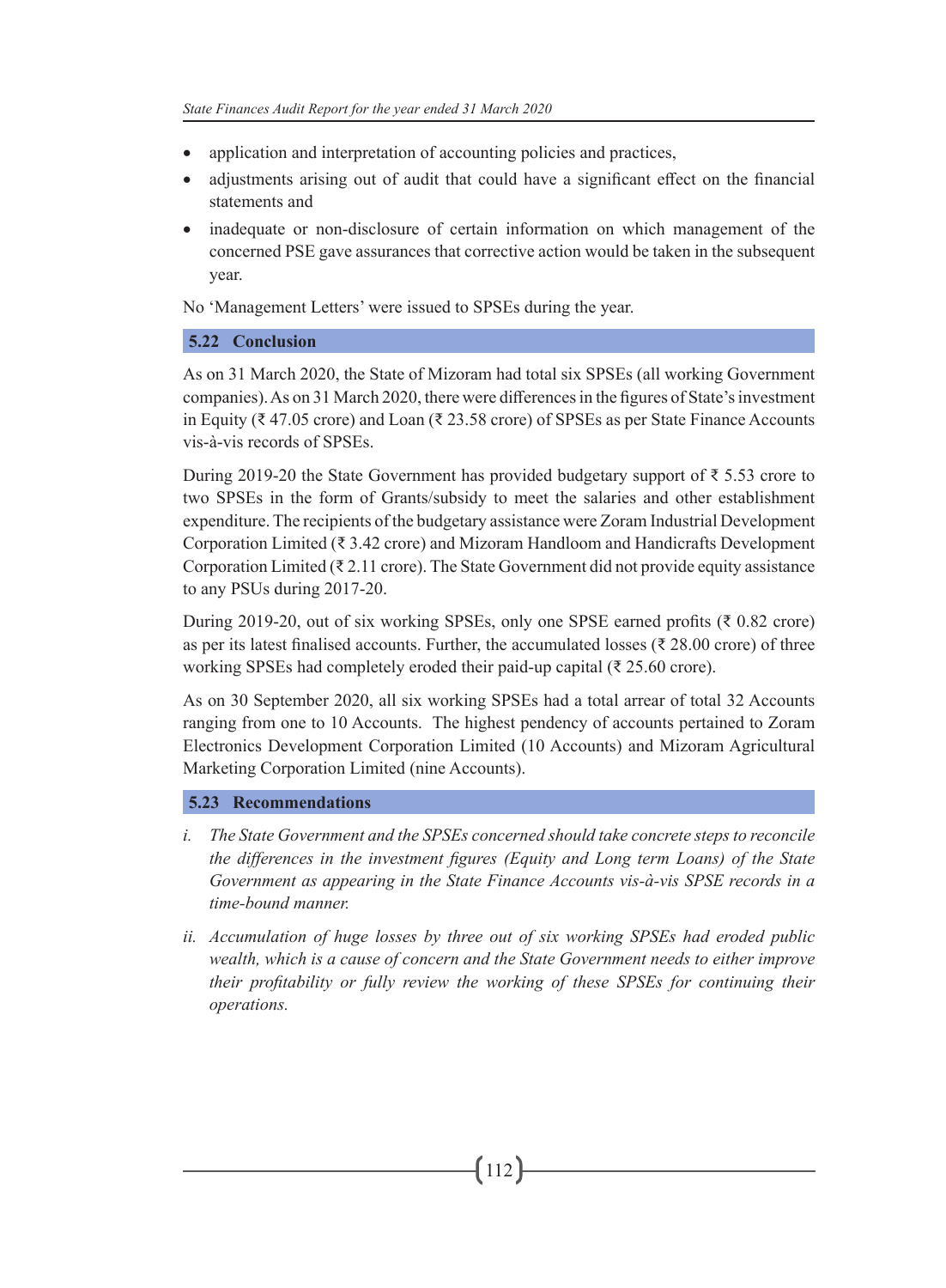- application and interpretation of accounting policies and practices,
- adjustments arising out of audit that could have a significant effect on the financial statements and
- inadequate or non-disclosure of certain information on which management of the concerned PSE gave assurances that corrective action would be taken in the subsequent year.

No 'Management Letters' were issued to SPSEs during the year.

## 5.22 Conclusion

As on 31 March 2020, the State of Mizoram had total six SPSEs (all working Government companies). As on 31 March 2020, there were differences in the figures of State's investment in Equity (₹ 47.05 crore) and Loan (₹ 23.58 crore) of SPSEs as per State Finance Accounts vis-à-vis records of SPSEs.

During 2019-20 the State Government has provided budgetary support of ₹ 5.53 crore to two SPSEs in the form of Grants/subsidy to meet the salaries and other establishment expenditure. The recipients of the budgetary assistance were Zoram Industrial Development Corporation Limited (₹ 3.42 crore) and Mizoram Handloom and Handicrafts Development Corporation Limited (₹ 2.11 crore). The State Government did not provide equity assistance to any PSUs during 2017-20.

During 2019-20, out of six working SPSEs, only one SPSE earned profits (₹ 0.82 crore) as per its latest finalised accounts. Further, the accumulated losses (₹ 28.00 crore) of three working SPSEs had completely eroded their paid-up capital (₹ 25.60 crore).

As on 30 September 2020, all six working SPSEs had a total arrear of total 32 Accounts ranging from one to 10 Accounts. The highest pendency of accounts pertained to Zoram Electronics Development Corporation Limited (10 Accounts) and Mizoram Agricultural Marketing Corporation Limited (nine Accounts).

## 5.23 Recommendations

i. *The State Government and the SPSEs concerned should take concrete steps to reconcile the differences in the investment figures (Equity and Long term Loans) of the State Government as appearing in the State Finance Accounts vis-à-vis SPSE records in a time-bound manner.*

ii. *Accumulation of huge losses by three out of six working SPSEs had eroded public wealth, which is a cause of concern and the State Government needs to either improve their profitability or fully review the working of these SPSEs for continuing their operations.*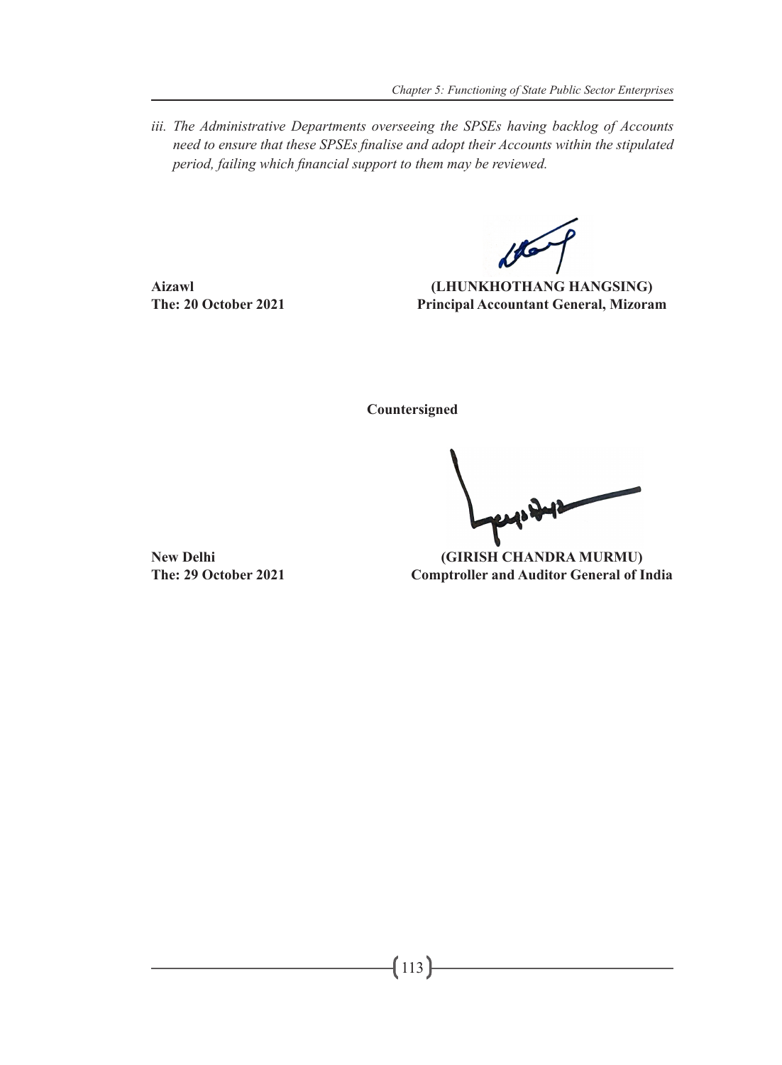*iii. The Administrative Departments overseeing the SPSEs having backlog of Accounts need to ensure that these SPSEs finalise and adopt their Accounts within the stipulated period, failing which financial support to them may be reviewed.*

**Aizawl**
**The: 20 October 2021**

**(LHUNKHOTHANG HANGSING)**
**Principal Accountant General, Mizoram**

**Countersigned**

**New Delhi**
**The: 29 October 2021**

**(GIRISH CHANDRA MURMU)**
**Comptroller and Auditor General of India**